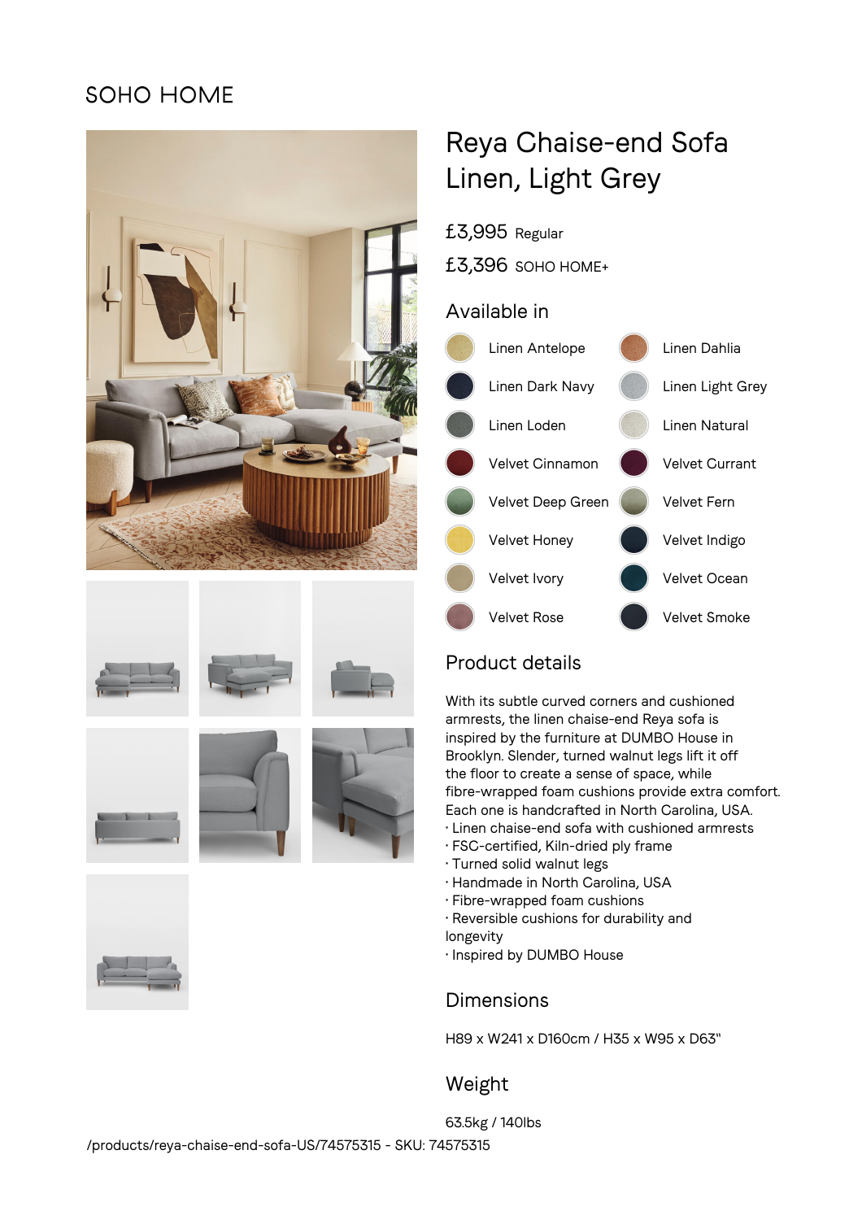SOHO HOME

# Reya Chaise-end Sofa Linen, Light Grey

£3,995 Regular

£3,396 SOHO HOME+

## Available in

- Linen Antelope
- Linen Dahlia
- Linen Dark Navy
- Linen Light Grey
- Linen Loden
- Linen Natural
- Velvet Cinnamon
- Velvet Currant
- Velvet Deep Green
- Velvet Fern
- Velvet Honey
- Velvet Indigo
- Velvet Ivory
- Velvet Ocean
- Velvet Rose
- Velvet Smoke

## Product details

With its subtle curved corners and cushioned armrests, the linen chaise-end Reya sofa is inspired by the furniture at DUMBO House in Brooklyn. Slender, turned walnut legs lift it off the floor to create a sense of space, while fibre-wrapped foam cushions provide extra comfort. Each one is handcrafted in North Carolina, USA.

- Linen chaise-end sofa with cushioned armrests
- FSC-certified, Kiln-dried ply frame
- Turned solid walnut legs
- Handmade in North Carolina, USA
- Fibre-wrapped foam cushions
- Reversible cushions for durability and longevity
- Inspired by DUMBO House

## Dimensions

H89 x W241 x D160cm / H35 x W95 x D63"

## Weight

63.5kg / 140lbs

/products/reya-chaise-end-sofa-US/74575315 - SKU: 74575315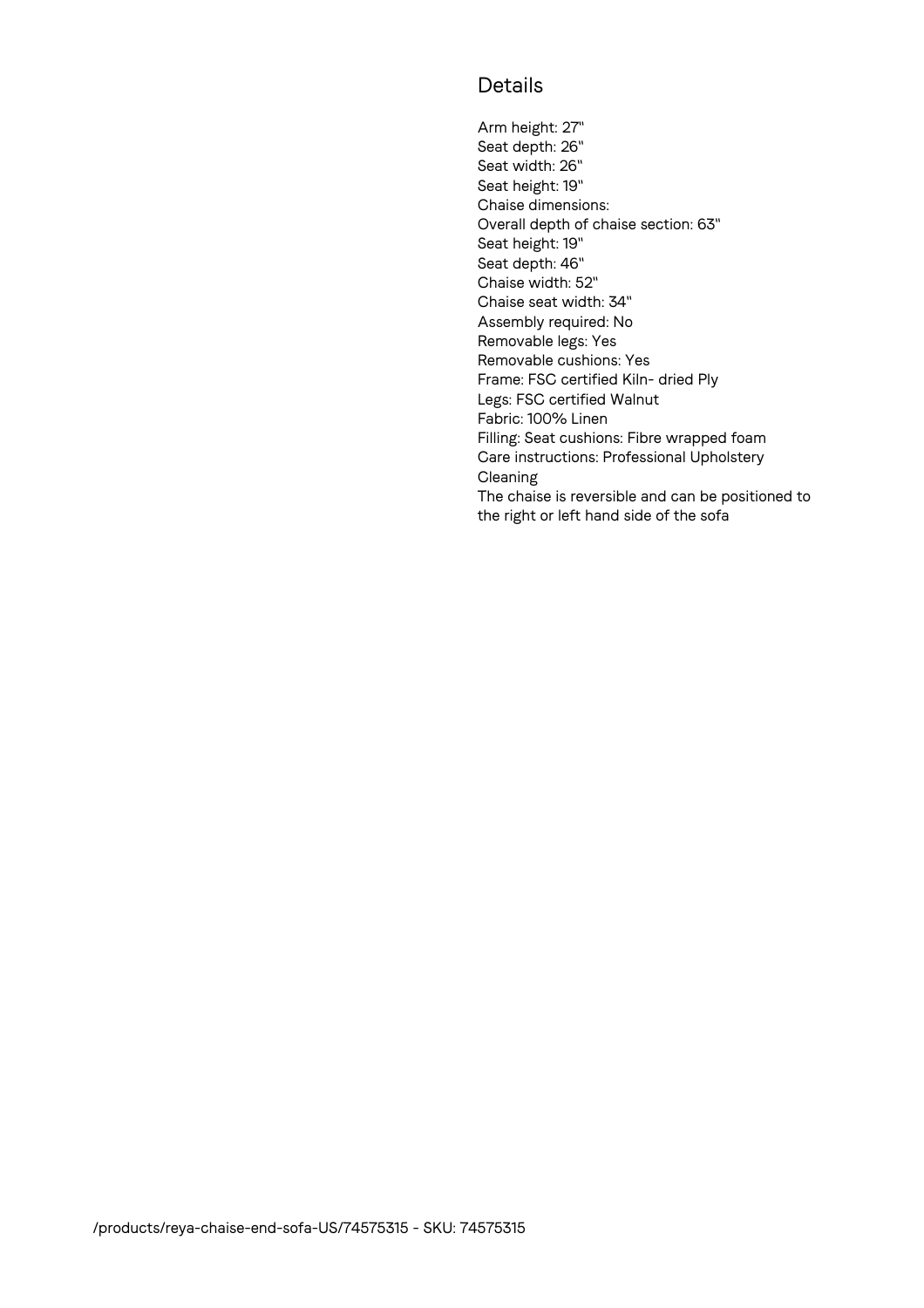## Details

Arm height: 27"
Seat depth: 26"
Seat width: 26"
Seat height: 19"
Chaise dimensions:
Overall depth of chaise section: 63"
Seat height: 19"
Seat depth: 46"
Chaise width: 52"
Chaise seat width: 34"
Assembly required: No
Removable legs: Yes
Removable cushions: Yes
Frame: FSC certified Kiln- dried Ply
Legs: FSC certified Walnut
Fabric: 100% Linen
Filling: Seat cushions: Fibre wrapped foam
Care instructions: Professional Upholstery Cleaning
The chaise is reversible and can be positioned to the right or left hand side of the sofa